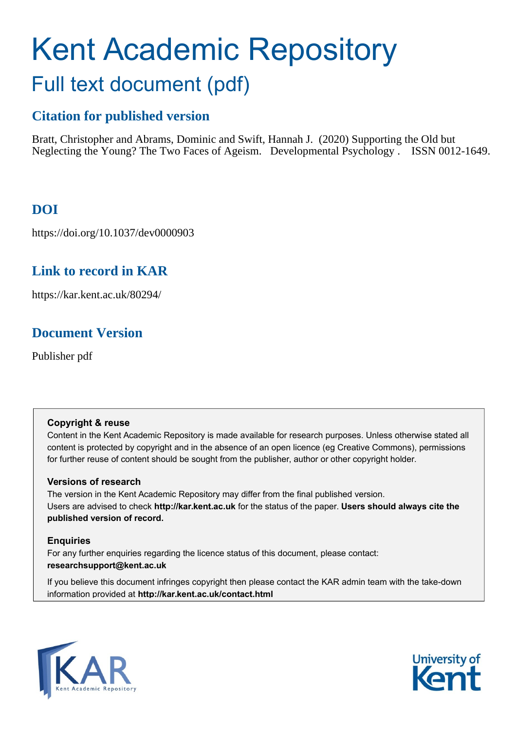# Kent Academic Repository

## Full text document (pdf)

### Citation for published version

Bratt, Christopher and Abrams, Dominic and Swift, Hannah J. (2020) Supporting the Old but Neglecting the Young? The Two Faces of Ageism. Developmental Psychology . ISSN 0012-1649.

### DOI

https://doi.org/10.1037/dev0000903

### Link to record in KAR

https://kar.kent.ac.uk/80294/

### Document Version

Publisher pdf

**Copyright & reuse**

Content in the Kent Academic Repository is made available for research purposes. Unless otherwise stated all content is protected by copyright and in the absence of an open licence (eg Creative Commons), permissions for further reuse of content should be sought from the publisher, author or other copyright holder.

**Versions of research**

The version in the Kent Academic Repository may differ from the final published version. Users are advised to check **http://kar.kent.ac.uk** for the status of the paper. **Users should always cite the published version of record.**

**Enquiries**

For any further enquiries regarding the licence status of this document, please contact: **researchsupport@kent.ac.uk**

If you believe this document infringes copyright then please contact the KAR admin team with the take-down information provided at **http://kar.kent.ac.uk/contact.html**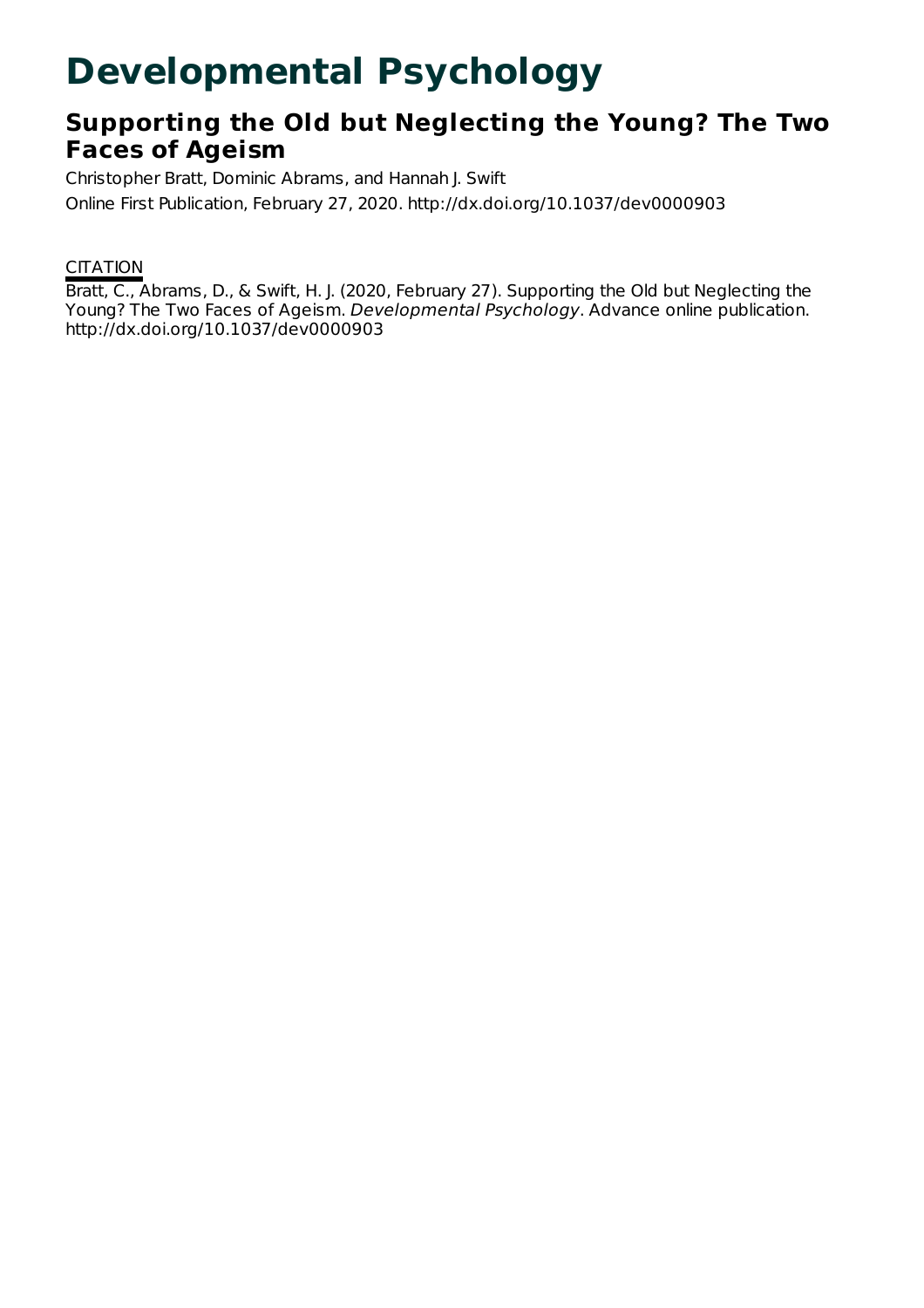# Developmental Psychology

## Supporting the Old but Neglecting the Young? The Two Faces of Ageism

Christopher Bratt, Dominic Abrams, and Hannah J. Swift

Online First Publication, February 27, 2020. http://dx.doi.org/10.1037/dev0000903

CITATION

Bratt, C., Abrams, D., & Swift, H. J. (2020, February 27). Supporting the Old but Neglecting the Young? The Two Faces of Ageism. *Developmental Psychology*. Advance online publication. http://dx.doi.org/10.1037/dev0000903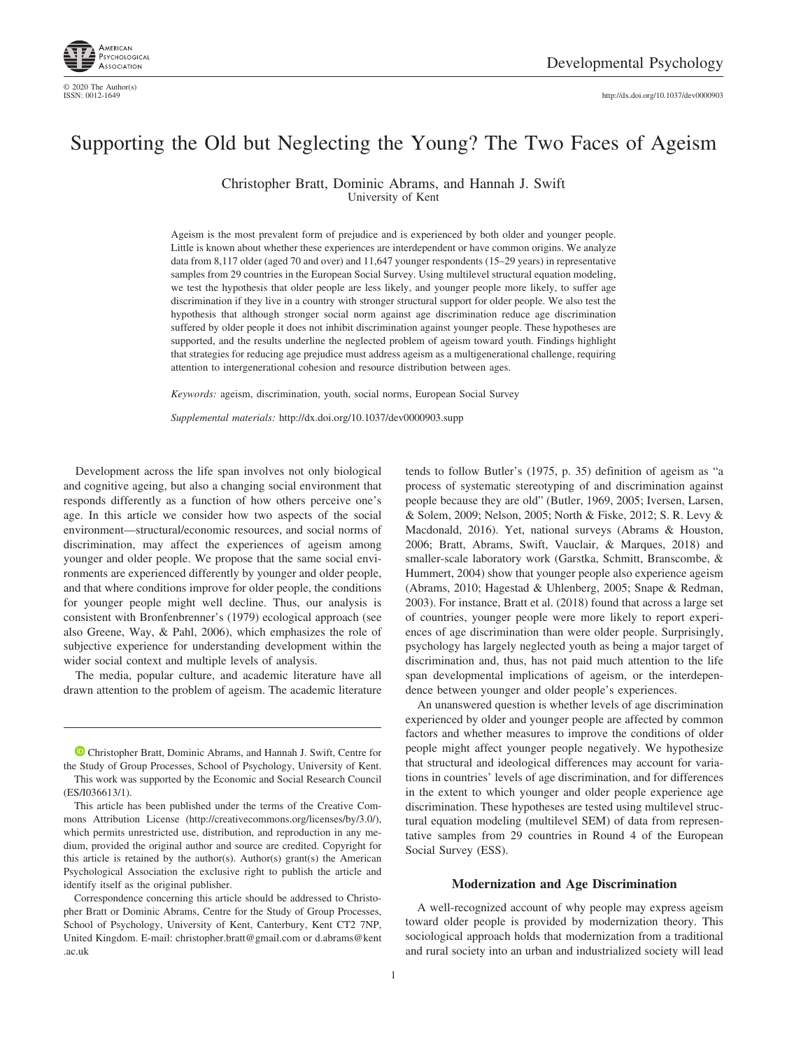# Supporting the Old but Neglecting the Young? The Two Faces of Ageism

Christopher Bratt, Dominic Abrams, and Hannah J. Swift
University of Kent

Ageism is the most prevalent form of prejudice and is experienced by both older and younger people. Little is known about whether these experiences are interdependent or have common origins. We analyze data from 8,117 older (aged 70 and over) and 11,647 younger respondents (15–29 years) in representative samples from 29 countries in the European Social Survey. Using multilevel structural equation modeling, we test the hypothesis that older people are less likely, and younger people more likely, to suffer age discrimination if they live in a country with stronger structural support for older people. We also test the hypothesis that although stronger social norm against age discrimination reduce age discrimination suffered by older people it does not inhibit discrimination against younger people. These hypotheses are supported, and the results underline the neglected problem of ageism toward youth. Findings highlight that strategies for reducing age prejudice must address ageism as a multigenerational challenge, requiring attention to intergenerational cohesion and resource distribution between ages.

*Keywords:* ageism, discrimination, youth, social norms, European Social Survey

*Supplemental materials:* http://dx.doi.org/10.1037/dev0000903.supp

Development across the life span involves not only biological and cognitive ageing, but also a changing social environment that responds differently as a function of how others perceive one's age. In this article we consider how two aspects of the social environment—structural/economic resources, and social norms of discrimination, may affect the experiences of ageism among younger and older people. We propose that the same social environments are experienced differently by younger and older people, and that where conditions improve for older people, the conditions for younger people might well decline. Thus, our analysis is consistent with Bronfenbrenner's (1979) ecological approach (see also Greene, Way, & Pahl, 2006), which emphasizes the role of subjective experience for understanding development within the wider social context and multiple levels of analysis.

The media, popular culture, and academic literature have all drawn attention to the problem of ageism. The academic literature tends to follow Butler's (1975, p. 35) definition of ageism as "a process of systematic stereotyping of and discrimination against people because they are old" (Butler, 1969, 2005; Iversen, Larsen, & Solem, 2009; Nelson, 2005; North & Fiske, 2012; S. R. Levy & Macdonald, 2016). Yet, national surveys (Abrams & Houston, 2006; Bratt, Abrams, Swift, Vauclair, & Marques, 2018) and smaller-scale laboratory work (Garstka, Schmitt, Branscombe, & Hummert, 2004) show that younger people also experience ageism (Abrams, 2010; Hagestad & Uhlenberg, 2005; Snape & Redman, 2003). For instance, Bratt et al. (2018) found that across a large set of countries, younger people were more likely to report experiences of age discrimination than were older people. Surprisingly, psychology has largely neglected youth as being a major target of discrimination and, thus, has not paid much attention to the life span developmental implications of ageism, or the interdependence between younger and older people's experiences.

An unanswered question is whether levels of age discrimination experienced by older and younger people are affected by common factors and whether measures to improve the conditions of older people might affect younger people negatively. We hypothesize that structural and ideological differences may account for variations in countries' levels of age discrimination, and for differences in the extent to which younger and older people experience age discrimination. These hypotheses are tested using multilevel structural equation modeling (multilevel SEM) of data from representative samples from 29 countries in Round 4 of the European Social Survey (ESS).

## Modernization and Age Discrimination

A well-recognized account of why people may express ageism toward older people is provided by modernization theory. This sociological approach holds that modernization from a traditional and rural society into an urban and industrialized society will lead

---

Christopher Bratt, Dominic Abrams, and Hannah J. Swift, Centre for the Study of Group Processes, School of Psychology, University of Kent.

This work was supported by the Economic and Social Research Council (ES/I036613/1).

This article has been published under the terms of the Creative Commons Attribution License (http://creativecommons.org/licenses/by/3.0/), which permits unrestricted use, distribution, and reproduction in any medium, provided the original author and source are credited. Copyright for this article is retained by the author(s). Author(s) grant(s) the American Psychological Association the exclusive right to publish the article and identify itself as the original publisher.

Correspondence concerning this article should be addressed to Christopher Bratt or Dominic Abrams, Centre for the Study of Group Processes, School of Psychology, University of Kent, Canterbury, Kent CT2 7NP, United Kingdom. E-mail: christopher.bratt@gmail.com or d.abrams@kent.ac.uk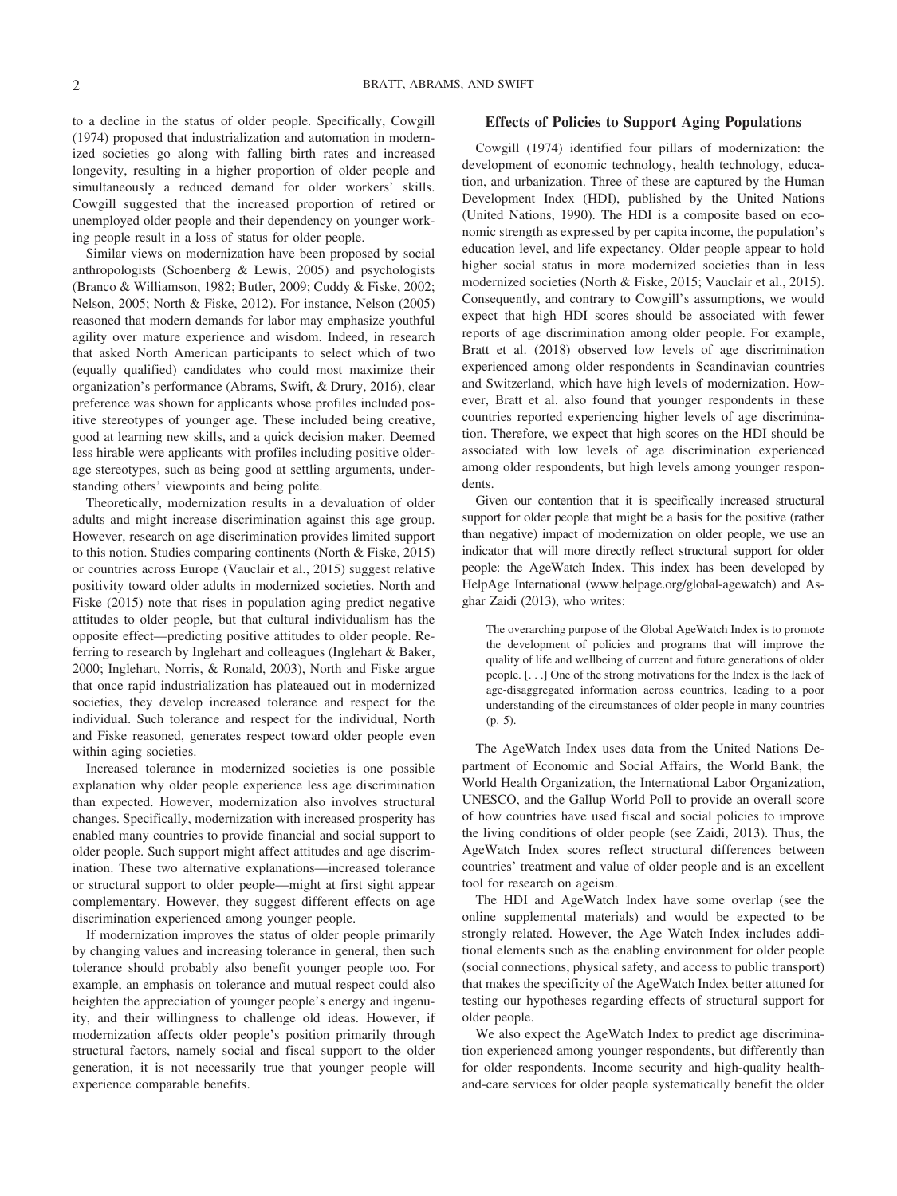to a decline in the status of older people. Specifically, Cowgill (1974) proposed that industrialization and automation in modernized societies go along with falling birth rates and increased longevity, resulting in a higher proportion of older people and simultaneously a reduced demand for older workers' skills. Cowgill suggested that the increased proportion of retired or unemployed older people and their dependency on younger working people result in a loss of status for older people.

Similar views on modernization have been proposed by social anthropologists (Schoenberg & Lewis, 2005) and psychologists (Branco & Williamson, 1982; Butler, 2009; Cuddy & Fiske, 2002; Nelson, 2005; North & Fiske, 2012). For instance, Nelson (2005) reasoned that modern demands for labor may emphasize youthful agility over mature experience and wisdom. Indeed, in research that asked North American participants to select which of two (equally qualified) candidates who could most maximize their organization's performance (Abrams, Swift, & Drury, 2016), clear preference was shown for applicants whose profiles included positive stereotypes of younger age. These included being creative, good at learning new skills, and a quick decision maker. Deemed less hirable were applicants with profiles including positive older-age stereotypes, such as being good at settling arguments, understanding others' viewpoints and being polite.

Theoretically, modernization results in a devaluation of older adults and might increase discrimination against this age group. However, research on age discrimination provides limited support to this notion. Studies comparing continents (North & Fiske, 2015) or countries across Europe (Vauclair et al., 2015) suggest relative positivity toward older adults in modernized societies. North and Fiske (2015) note that rises in population aging predict negative attitudes to older people, but that cultural individualism has the opposite effect—predicting positive attitudes to older people. Referring to research by Inglehart and colleagues (Inglehart & Baker, 2000; Inglehart, Norris, & Ronald, 2003), North and Fiske argue that once rapid industrialization has plateaued out in modernized societies, they develop increased tolerance and respect for the individual. Such tolerance and respect for the individual, North and Fiske reasoned, generates respect toward older people even within aging societies.

Increased tolerance in modernized societies is one possible explanation why older people experience less age discrimination than expected. However, modernization also involves structural changes. Specifically, modernization with increased prosperity has enabled many countries to provide financial and social support to older people. Such support might affect attitudes and age discrimination. These two alternative explanations—increased tolerance or structural support to older people—might at first sight appear complementary. However, they suggest different effects on age discrimination experienced among younger people.

If modernization improves the status of older people primarily by changing values and increasing tolerance in general, then such tolerance should probably also benefit younger people too. For example, an emphasis on tolerance and mutual respect could also heighten the appreciation of younger people's energy and ingenuity, and their willingness to challenge old ideas. However, if modernization affects older people's position primarily through structural factors, namely social and fiscal support to the older generation, it is not necessarily true that younger people will experience comparable benefits.

## Effects of Policies to Support Aging Populations

Cowgill (1974) identified four pillars of modernization: the development of economic technology, health technology, education, and urbanization. Three of these are captured by the Human Development Index (HDI), published by the United Nations (United Nations, 1990). The HDI is a composite based on economic strength as expressed by per capita income, the population's education level, and life expectancy. Older people appear to hold higher social status in more modernized societies than in less modernized societies (North & Fiske, 2015; Vauclair et al., 2015). Consequently, and contrary to Cowgill's assumptions, we would expect that high HDI scores should be associated with fewer reports of age discrimination among older people. For example, Bratt et al. (2018) observed low levels of age discrimination experienced among older respondents in Scandinavian countries and Switzerland, which have high levels of modernization. However, Bratt et al. also found that younger respondents in these countries reported experiencing higher levels of age discrimination. Therefore, we expect that high scores on the HDI should be associated with low levels of age discrimination experienced among older respondents, but high levels among younger respondents.

Given our contention that it is specifically increased structural support for older people that might be a basis for the positive (rather than negative) impact of modernization on older people, we use an indicator that will more directly reflect structural support for older people: the AgeWatch Index. This index has been developed by HelpAge International (www.helpage.org/global-agewatch) and Asghar Zaidi (2013), who writes:

> The overarching purpose of the Global AgeWatch Index is to promote the development of policies and programs that will improve the quality of life and wellbeing of current and future generations of older people. [. . .] One of the strong motivations for the Index is the lack of age-disaggregated information across countries, leading to a poor understanding of the circumstances of older people in many countries (p. 5).

The AgeWatch Index uses data from the United Nations Department of Economic and Social Affairs, the World Bank, the World Health Organization, the International Labor Organization, UNESCO, and the Gallup World Poll to provide an overall score of how countries have used fiscal and social policies to improve the living conditions of older people (see Zaidi, 2013). Thus, the AgeWatch Index scores reflect structural differences between countries' treatment and value of older people and is an excellent tool for research on ageism.

The HDI and AgeWatch Index have some overlap (see the online supplemental materials) and would be expected to be strongly related. However, the Age Watch Index includes additional elements such as the enabling environment for older people (social connections, physical safety, and access to public transport) that makes the specificity of the AgeWatch Index better attuned for testing our hypotheses regarding effects of structural support for older people.

We also expect the AgeWatch Index to predict age discrimination experienced among younger respondents, but differently than for older respondents. Income security and high-quality health-and-care services for older people systematically benefit the older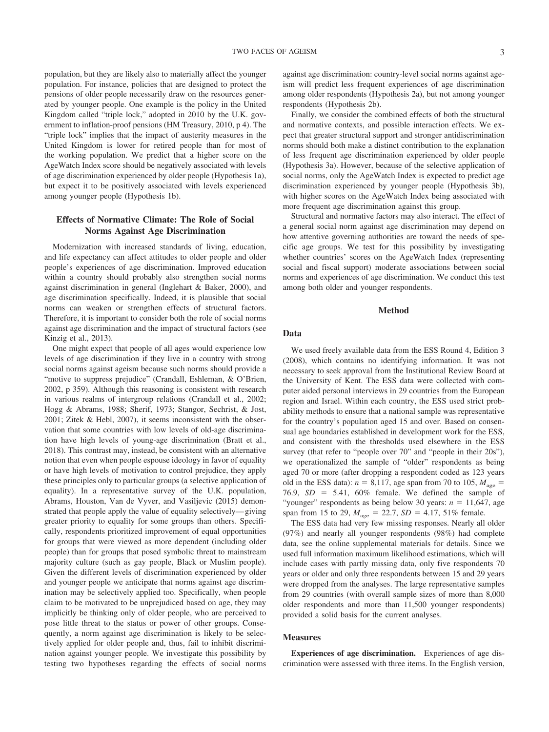population, but they are likely also to materially affect the younger population. For instance, policies that are designed to protect the pensions of older people necessarily draw on the resources generated by younger people. One example is the policy in the United Kingdom called "triple lock," adopted in 2010 by the U.K. government to inflation-proof pensions (HM Treasury, 2010, p 4). The "triple lock" implies that the impact of austerity measures in the United Kingdom is lower for retired people than for most of the working population. We predict that a higher score on the AgeWatch Index score should be negatively associated with levels of age discrimination experienced by older people (Hypothesis 1a), but expect it to be positively associated with levels experienced among younger people (Hypothesis 1b).

## Effects of Normative Climate: The Role of Social Norms Against Age Discrimination

Modernization with increased standards of living, education, and life expectancy can affect attitudes to older people and older people's experiences of age discrimination. Improved education within a country should probably also strengthen social norms against discrimination in general (Inglehart & Baker, 2000), and age discrimination specifically. Indeed, it is plausible that social norms can weaken or strengthen effects of structural factors. Therefore, it is important to consider both the role of social norms against age discrimination and the impact of structural factors (see Kinzig et al., 2013).

One might expect that people of all ages would experience low levels of age discrimination if they live in a country with strong social norms against ageism because such norms should provide a "motive to suppress prejudice" (Crandall, Eshleman, & O'Brien, 2002, p 359). Although this reasoning is consistent with research in various realms of intergroup relations (Crandall et al., 2002; Hogg & Abrams, 1988; Sherif, 1973; Stangor, Sechrist, & Jost, 2001; Zitek & Hebl, 2007), it seems inconsistent with the observation that some countries with low levels of old-age discrimination have high levels of young-age discrimination (Bratt et al., 2018). This contrast may, instead, be consistent with an alternative notion that even when people espouse ideology in favor of equality or have high levels of motivation to control prejudice, they apply these principles only to particular groups (a selective application of equality). In a representative survey of the U.K. population, Abrams, Houston, Van de Vyver, and Vasiljevic (2015) demonstrated that people apply the value of equality selectively—giving greater priority to equality for some groups than others. Specifically, respondents prioritized improvement of equal opportunities for groups that were viewed as more dependent (including older people) than for groups that posed symbolic threat to mainstream majority culture (such as gay people, Black or Muslim people). Given the different levels of discrimination experienced by older and younger people we anticipate that norms against age discrimination may be selectively applied too. Specifically, when people claim to be motivated to be unprejudiced based on age, they may implicitly be thinking only of older people, who are perceived to pose little threat to the status or power of other groups. Consequently, a norm against age discrimination is likely to be selectively applied for older people and, thus, fail to inhibit discrimination against younger people. We investigate this possibility by testing two hypotheses regarding the effects of social norms against age discrimination: country-level social norms against ageism will predict less frequent experiences of age discrimination among older respondents (Hypothesis 2a), but not among younger respondents (Hypothesis 2b).

Finally, we consider the combined effects of both the structural and normative contexts, and possible interaction effects. We expect that greater structural support and stronger antidiscrimination norms should both make a distinct contribution to the explanation of less frequent age discrimination experienced by older people (Hypothesis 3a). However, because of the selective application of social norms, only the AgeWatch Index is expected to predict age discrimination experienced by younger people (Hypothesis 3b), with higher scores on the AgeWatch Index being associated with more frequent age discrimination against this group.

Structural and normative factors may also interact. The effect of a general social norm against age discrimination may depend on how attentive governing authorities are toward the needs of specific age groups. We test for this possibility by investigating whether countries' scores on the AgeWatch Index (representing social and fiscal support) moderate associations between social norms and experiences of age discrimination. We conduct this test among both older and younger respondents.

# Method

## Data

We used freely available data from the ESS Round 4, Edition 3 (2008), which contains no identifying information. It was not necessary to seek approval from the Institutional Review Board at the University of Kent. The ESS data were collected with computer aided personal interviews in 29 countries from the European region and Israel. Within each country, the ESS used strict probability methods to ensure that a national sample was representative for the country's population aged 15 and over. Based on consensual age boundaries established in development work for the ESS, and consistent with the thresholds used elsewhere in the ESS survey (that refer to "people over 70" and "people in their 20s"), we operationalized the sample of "older" respondents as being aged 70 or more (after dropping a respondent coded as 123 years old in the ESS data): $n = 8{,}117$, age span from 70 to 105, $M_{\text{age}} = 76.9$, $SD = 5.41$, 60% female. We defined the sample of "younger" respondents as being below 30 years: $n = 11{,}647$, age span from 15 to 29, $M_{\text{age}} = 22.7$, $SD = 4.17$, 51% female.

The ESS data had very few missing responses. Nearly all older (97%) and nearly all younger respondents (98%) had complete data, see the online supplemental materials for details. Since we used full information maximum likelihood estimations, which will include cases with partly missing data, only five respondents 70 years or older and only three respondents between 15 and 29 years were dropped from the analyses. The large representative samples from 29 countries (with overall sample sizes of more than 8,000 older respondents and more than 11,500 younger respondents) provided a solid basis for the current analyses.

## Measures

**Experiences of age discrimination.** Experiences of age discrimination were assessed with three items. In the English version,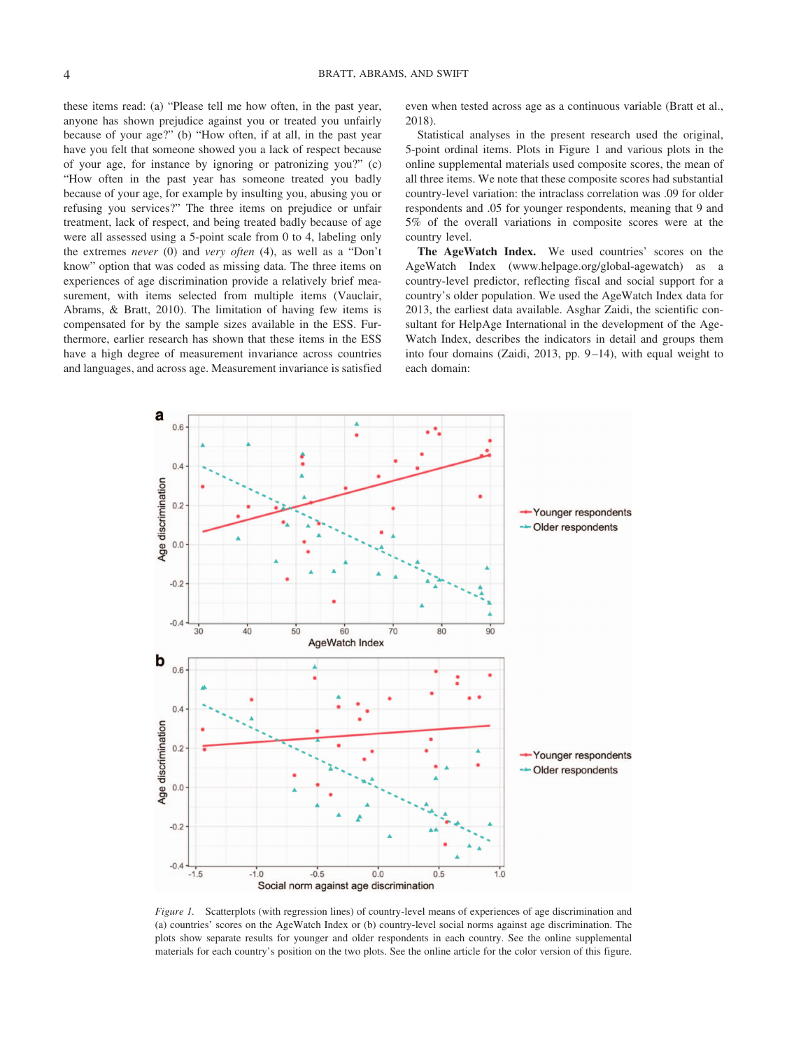these items read: (a) "Please tell me how often, in the past year, anyone has shown prejudice against you or treated you unfairly because of your age?" (b) "How often, if at all, in the past year have you felt that someone showed you a lack of respect because of your age, for instance by ignoring or patronizing you?" (c) "How often in the past year has someone treated you badly because of your age, for example by insulting you, abusing you or refusing you services?" The three items on prejudice or unfair treatment, lack of respect, and being treated badly because of age were all assessed using a 5-point scale from 0 to 4, labeling only the extremes *never* (0) and *very often* (4), as well as a "Don't know" option that was coded as missing data. The three items on experiences of age discrimination provide a relatively brief measurement, with items selected from multiple items (Vauclair, Abrams, & Bratt, 2010). The limitation of having few items is compensated for by the sample sizes available in the ESS. Furthermore, earlier research has shown that these items in the ESS have a high degree of measurement invariance across countries and languages, and across age. Measurement invariance is satisfied even when tested across age as a continuous variable (Bratt et al., 2018).

Statistical analyses in the present research used the original, 5-point ordinal items. Plots in Figure 1 and various plots in the online supplemental materials used composite scores, the mean of all three items. We note that these composite scores had substantial country-level variation: the intraclass correlation was .09 for older respondents and .05 for younger respondents, meaning that 9 and 5% of the overall variations in composite scores were at the country level.

**The AgeWatch Index.** We used countries' scores on the AgeWatch Index (www.helpage.org/global-agewatch) as a country-level predictor, reflecting fiscal and social support for a country's older population. We used the AgeWatch Index data for 2013, the earliest data available. Asghar Zaidi, the scientific consultant for HelpAge International in the development of the AgeWatch Index, describes the indicators in detail and groups them into four domains (Zaidi, 2013, pp. 9–14), with equal weight to each domain:

*Figure 1.* Scatterplots (with regression lines) of country-level means of experiences of age discrimination and (a) countries' scores on the AgeWatch Index or (b) country-level social norms against age discrimination. The plots show separate results for younger and older respondents in each country. See the online supplemental materials for each country's position on the two plots. See the online article for the color version of this figure.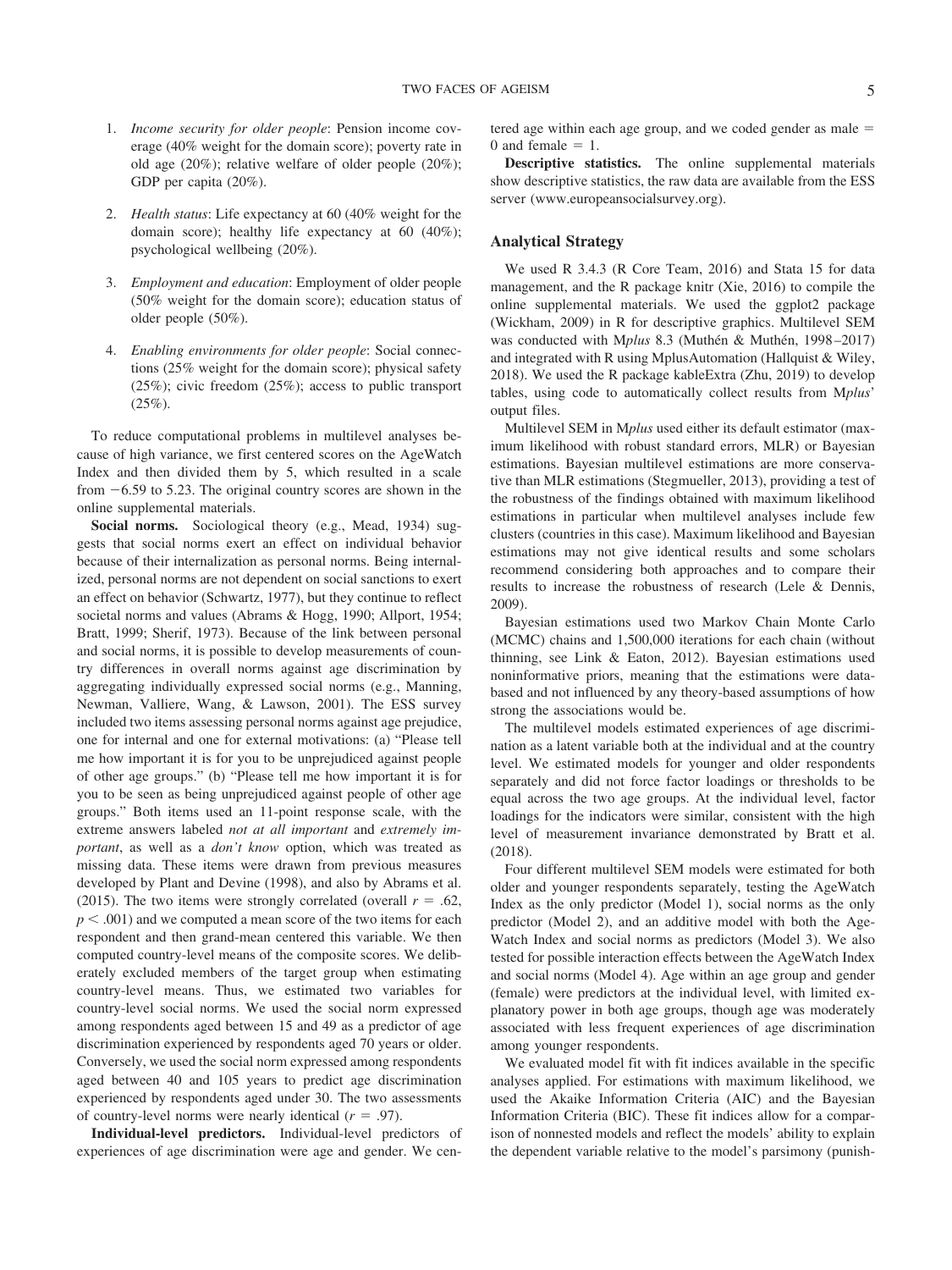1. *Income security for older people*: Pension income coverage (40% weight for the domain score); poverty rate in old age (20%); relative welfare of older people (20%); GDP per capita (20%).

2. *Health status*: Life expectancy at 60 (40% weight for the domain score); healthy life expectancy at 60 (40%); psychological wellbeing (20%).

3. *Employment and education*: Employment of older people (50% weight for the domain score); education status of older people (50%).

4. *Enabling environments for older people*: Social connections (25% weight for the domain score); physical safety (25%); civic freedom (25%); access to public transport (25%).

To reduce computational problems in multilevel analyses because of high variance, we first centered scores on the AgeWatch Index and then divided them by 5, which resulted in a scale from −6.59 to 5.23. The original country scores are shown in the online supplemental materials.

**Social norms.** Sociological theory (e.g., Mead, 1934) suggests that social norms exert an effect on individual behavior because of their internalization as personal norms. Being internalized, personal norms are not dependent on social sanctions to exert an effect on behavior (Schwartz, 1977), but they continue to reflect societal norms and values (Abrams & Hogg, 1990; Allport, 1954; Bratt, 1999; Sherif, 1973). Because of the link between personal and social norms, it is possible to develop measurements of country differences in overall norms against age discrimination by aggregating individually expressed social norms (e.g., Manning, Newman, Valliere, Wang, & Lawson, 2001). The ESS survey included two items assessing personal norms against age prejudice, one for internal and one for external motivations: (a) "Please tell me how important it is for you to be unprejudiced against people of other age groups." (b) "Please tell me how important it is for you to be seen as being unprejudiced against people of other age groups." Both items used an 11-point response scale, with the extreme answers labeled *not at all important* and *extremely important*, as well as a *don't know* option, which was treated as missing data. These items were drawn from previous measures developed by Plant and Devine (1998), and also by Abrams et al. (2015). The two items were strongly correlated (overall $r = .62$, $p < .001$) and we computed a mean score of the two items for each respondent and then grand-mean centered this variable. We then computed country-level means of the composite scores. We deliberately excluded members of the target group when estimating country-level means. Thus, we estimated two variables for country-level social norms. We used the social norm expressed among respondents aged between 15 and 49 as a predictor of age discrimination experienced by respondents aged 70 years or older. Conversely, we used the social norm expressed among respondents aged between 40 and 105 years to predict age discrimination experienced by respondents aged under 30. The two assessments of country-level norms were nearly identical ($r = .97$).

**Individual-level predictors.** Individual-level predictors of experiences of age discrimination were age and gender. We centered age within each age group, and we coded gender as male = 0 and female = 1.

**Descriptive statistics.** The online supplemental materials show descriptive statistics, the raw data are available from the ESS server (www.europeansocialsurvey.org).

### Analytical Strategy

We used R 3.4.3 (R Core Team, 2016) and Stata 15 for data management, and the R package knitr (Xie, 2016) to compile the online supplemental materials. We used the ggplot2 package (Wickham, 2009) in R for descriptive graphics. Multilevel SEM was conducted with M*plus* 8.3 (Muthén & Muthén, 1998–2017) and integrated with R using MplusAutomation (Hallquist & Wiley, 2018). We used the R package kableExtra (Zhu, 2019) to develop tables, using code to automatically collect results from M*plus*' output files.

Multilevel SEM in M*plus* used either its default estimator (maximum likelihood with robust standard errors, MLR) or Bayesian estimations. Bayesian multilevel estimations are more conservative than MLR estimations (Stegmueller, 2013), providing a test of the robustness of the findings obtained with maximum likelihood estimations in particular when multilevel analyses include few clusters (countries in this case). Maximum likelihood and Bayesian estimations may not give identical results and some scholars recommend considering both approaches and to compare their results to increase the robustness of research (Lele & Dennis, 2009).

Bayesian estimations used two Markov Chain Monte Carlo (MCMC) chains and 1,500,000 iterations for each chain (without thinning, see Link & Eaton, 2012). Bayesian estimations used noninformative priors, meaning that the estimations were data-based and not influenced by any theory-based assumptions of how strong the associations would be.

The multilevel models estimated experiences of age discrimination as a latent variable both at the individual and at the country level. We estimated models for younger and older respondents separately and did not force factor loadings or thresholds to be equal across the two age groups. At the individual level, factor loadings for the indicators were similar, consistent with the high level of measurement invariance demonstrated by Bratt et al. (2018).

Four different multilevel SEM models were estimated for both older and younger respondents separately, testing the AgeWatch Index as the only predictor (Model 1), social norms as the only predictor (Model 2), and an additive model with both the AgeWatch Index and social norms as predictors (Model 3). We also tested for possible interaction effects between the AgeWatch Index and social norms (Model 4). Age within an age group and gender (female) were predictors at the individual level, with limited explanatory power in both age groups, though age was moderately associated with less frequent experiences of age discrimination among younger respondents.

We evaluated model fit with fit indices available in the specific analyses applied. For estimations with maximum likelihood, we used the Akaike Information Criteria (AIC) and the Bayesian Information Criteria (BIC). These fit indices allow for a comparison of nonnested models and reflect the models' ability to explain the dependent variable relative to the model's parsimony (punish-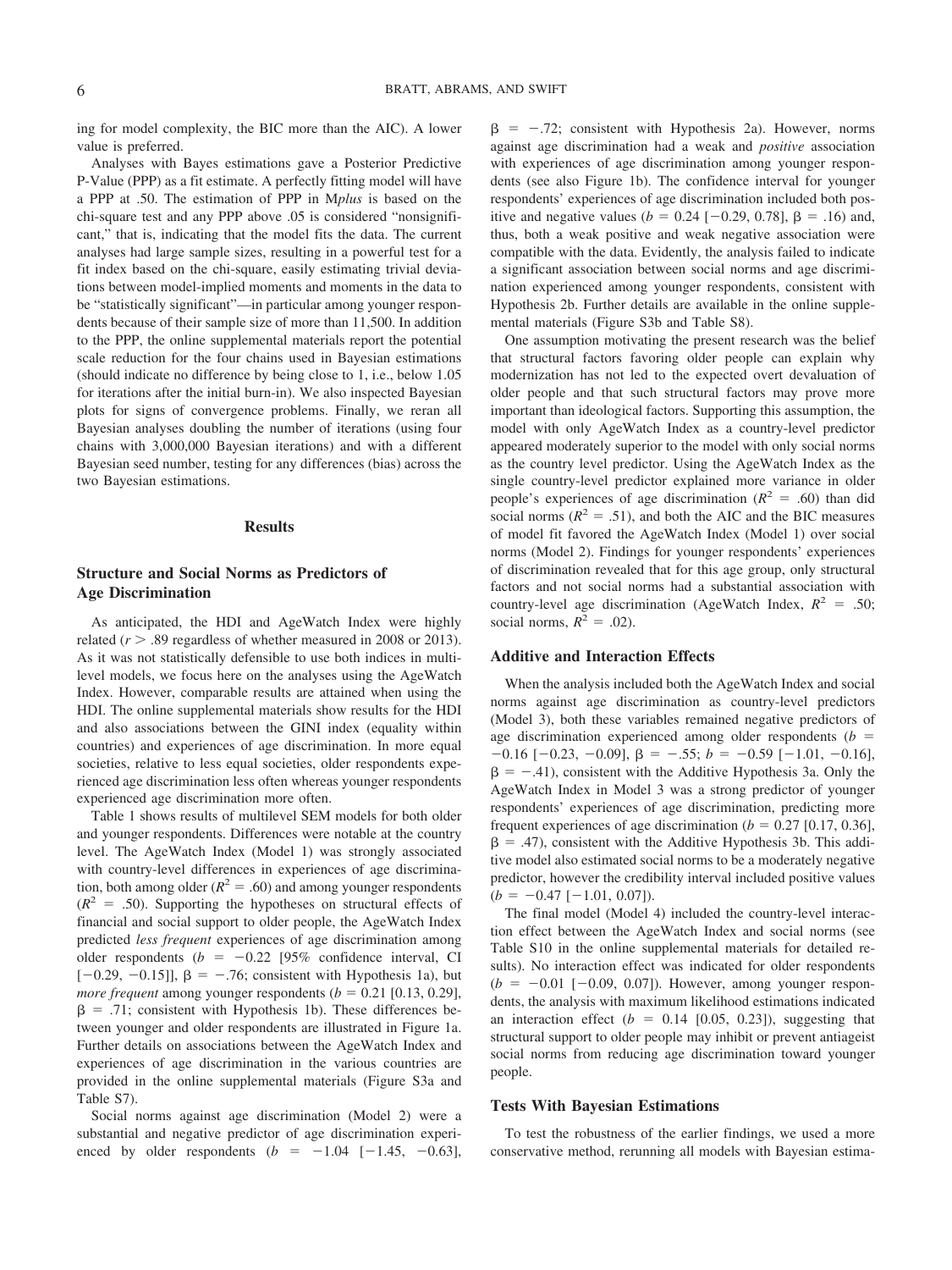ing for model complexity, the BIC more than the AIC). A lower value is preferred.

Analyses with Bayes estimations gave a Posterior Predictive P-Value (PPP) as a fit estimate. A perfectly fitting model will have a PPP at .50. The estimation of PPP in M*plus* is based on the chi-square test and any PPP above .05 is considered "nonsignificant," that is, indicating that the model fits the data. The current analyses had large sample sizes, resulting in a powerful test for a fit index based on the chi-square, easily estimating trivial deviations between model-implied moments and moments in the data to be "statistically significant"—in particular among younger respondents because of their sample size of more than 11,500. In addition to the PPP, the online supplemental materials report the potential scale reduction for the four chains used in Bayesian estimations (should indicate no difference by being close to 1, i.e., below 1.05 for iterations after the initial burn-in). We also inspected Bayesian plots for signs of convergence problems. Finally, we reran all Bayesian analyses doubling the number of iterations (using four chains with 3,000,000 Bayesian iterations) and with a different Bayesian seed number, testing for any differences (bias) across the two Bayesian estimations.

## Results

### Structure and Social Norms as Predictors of Age Discrimination

As anticipated, the HDI and AgeWatch Index were highly related ($r > .89$ regardless of whether measured in 2008 or 2013). As it was not statistically defensible to use both indices in multilevel models, we focus here on the analyses using the AgeWatch Index. However, comparable results are attained when using the HDI. The online supplemental materials show results for the HDI and also associations between the GINI index (equality within countries) and experiences of age discrimination. In more equal societies, relative to less equal societies, older respondents experienced age discrimination less often whereas younger respondents experienced age discrimination more often.

Table 1 shows results of multilevel SEM models for both older and younger respondents. Differences were notable at the country level. The AgeWatch Index (Model 1) was strongly associated with country-level differences in experiences of age discrimination, both among older ($R^2 = .60$) and among younger respondents ($R^2 = .50$). Supporting the hypotheses on structural effects of financial and social support to older people, the AgeWatch Index predicted *less frequent* experiences of age discrimination among older respondents ($b = -0.22$ [95% confidence interval, CI [$-0.29$, $-0.15$]], $\beta = -.76$; consistent with Hypothesis 1a), but *more frequent* among younger respondents ($b = 0.21$ [0.13, 0.29], $\beta = .71$; consistent with Hypothesis 1b). These differences between younger and older respondents are illustrated in Figure 1a. Further details on associations between the AgeWatch Index and experiences of age discrimination in the various countries are provided in the online supplemental materials (Figure S3a and Table S7).

Social norms against age discrimination (Model 2) were a substantial and negative predictor of age discrimination experienced by older respondents ($b = -1.04$ [$-1.45$, $-0.63$], $\beta = -.72$; consistent with Hypothesis 2a). However, norms against age discrimination had a weak and *positive* association with experiences of age discrimination among younger respondents (see also Figure 1b). The confidence interval for younger respondents' experiences of age discrimination included both positive and negative values ($b = 0.24$ [$-0.29$, 0.78], $\beta = .16$) and, thus, both a weak positive and weak negative association were compatible with the data. Evidently, the analysis failed to indicate a significant association between social norms and age discrimination experienced among younger respondents, consistent with Hypothesis 2b. Further details are available in the online supplemental materials (Figure S3b and Table S8).

One assumption motivating the present research was the belief that structural factors favoring older people can explain why modernization has not led to the expected overt devaluation of older people and that such structural factors may prove more important than ideological factors. Supporting this assumption, the model with only AgeWatch Index as a country-level predictor appeared moderately superior to the model with only social norms as the country level predictor. Using the AgeWatch Index as the single country-level predictor explained more variance in older people's experiences of age discrimination ($R^2 = .60$) than did social norms ($R^2 = .51$), and both the AIC and the BIC measures of model fit favored the AgeWatch Index (Model 1) over social norms (Model 2). Findings for younger respondents' experiences of discrimination revealed that for this age group, only structural factors and not social norms had a substantial association with country-level age discrimination (AgeWatch Index, $R^2 = .50$; social norms, $R^2 = .02$).

### Additive and Interaction Effects

When the analysis included both the AgeWatch Index and social norms against age discrimination as country-level predictors (Model 3), both these variables remained negative predictors of age discrimination experienced among older respondents ($b = -0.16$ [$-0.23$, $-0.09$], $\beta = -.55$; $b = -0.59$ [$-1.01$, $-0.16$], $\beta = -.41$), consistent with the Additive Hypothesis 3a. Only the AgeWatch Index in Model 3 was a strong predictor of younger respondents' experiences of age discrimination, predicting more frequent experiences of age discrimination ($b = 0.27$ [0.17, 0.36], $\beta = .47$), consistent with the Additive Hypothesis 3b. This additive model also estimated social norms to be a moderately negative predictor, however the credibility interval included positive values ($b = -0.47$ [$-1.01$, 0.07]).

The final model (Model 4) included the country-level interaction effect between the AgeWatch Index and social norms (see Table S10 in the online supplemental materials for detailed results). No interaction effect was indicated for older respondents ($b = -0.01$ [$-0.09$, 0.07]). However, among younger respondents, the analysis with maximum likelihood estimations indicated an interaction effect ($b = 0.14$ [0.05, 0.23]), suggesting that structural support to older people may inhibit or prevent antiageist social norms from reducing age discrimination toward younger people.

### Tests With Bayesian Estimations

To test the robustness of the earlier findings, we used a more conservative method, rerunning all models with Bayesian estima-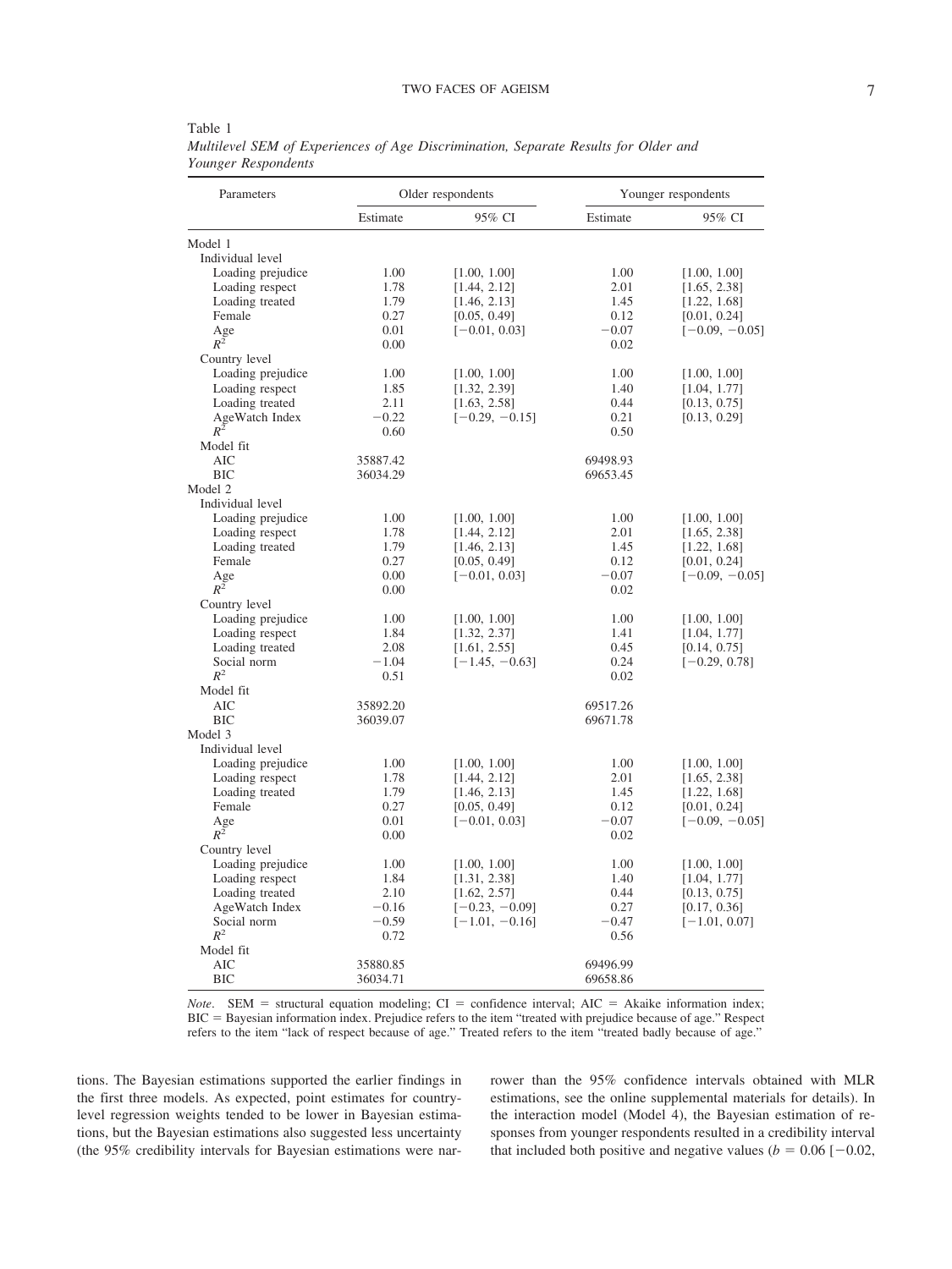Table 1
*Multilevel SEM of Experiences of Age Discrimination, Separate Results for Older and Younger Respondents*

| Parameters | Older respondents | | Younger respondents | |
|---|---|---|---|---|
| | Estimate | 95% CI | Estimate | 95% CI |
| Model 1 | | | | |
| Individual level | | | | |
| Loading prejudice | 1.00 | [1.00, 1.00] | 1.00 | [1.00, 1.00] |
| Loading respect | 1.78 | [1.44, 2.12] | 2.01 | [1.65, 2.38] |
| Loading treated | 1.79 | [1.46, 2.13] | 1.45 | [1.22, 1.68] |
| Female | 0.27 | [0.05, 0.49] | 0.12 | [0.01, 0.24] |
| Age | 0.01 | [−0.01, 0.03] | −0.07 | [−0.09, −0.05] |
| $R^2$ | 0.00 | | 0.02 | |
| Country level | | | | |
| Loading prejudice | 1.00 | [1.00, 1.00] | 1.00 | [1.00, 1.00] |
| Loading respect | 1.85 | [1.32, 2.39] | 1.40 | [1.04, 1.77] |
| Loading treated | 2.11 | [1.63, 2.58] | 0.44 | [0.13, 0.75] |
| AgeWatch Index | −0.22 | [−0.29, −0.15] | 0.21 | [0.13, 0.29] |
| $R^2$ | 0.60 | | 0.50 | |
| Model fit | | | | |
| AIC | 35887.42 | | 69498.93 | |
| BIC | 36034.29 | | 69653.45 | |
| Model 2 | | | | |
| Individual level | | | | |
| Loading prejudice | 1.00 | [1.00, 1.00] | 1.00 | [1.00, 1.00] |
| Loading respect | 1.78 | [1.44, 2.12] | 2.01 | [1.65, 2.38] |
| Loading treated | 1.79 | [1.46, 2.13] | 1.45 | [1.22, 1.68] |
| Female | 0.27 | [0.05, 0.49] | 0.12 | [0.01, 0.24] |
| Age | 0.00 | [−0.01, 0.03] | −0.07 | [−0.09, −0.05] |
| $R^2$ | 0.00 | | 0.02 | |
| Country level | | | | |
| Loading prejudice | 1.00 | [1.00, 1.00] | 1.00 | [1.00, 1.00] |
| Loading respect | 1.84 | [1.32, 2.37] | 1.41 | [1.04, 1.77] |
| Loading treated | 2.08 | [1.61, 2.55] | 0.45 | [0.14, 0.75] |
| Social norm | −1.04 | [−1.45, −0.63] | 0.24 | [−0.29, 0.78] |
| $R^2$ | 0.51 | | 0.02 | |
| Model fit | | | | |
| AIC | 35892.20 | | 69517.26 | |
| BIC | 36039.07 | | 69671.78 | |
| Model 3 | | | | |
| Individual level | | | | |
| Loading prejudice | 1.00 | [1.00, 1.00] | 1.00 | [1.00, 1.00] |
| Loading respect | 1.78 | [1.44, 2.12] | 2.01 | [1.65, 2.38] |
| Loading treated | 1.79 | [1.46, 2.13] | 1.45 | [1.22, 1.68] |
| Female | 0.27 | [0.05, 0.49] | 0.12 | [0.01, 0.24] |
| Age | 0.01 | [−0.01, 0.03] | −0.07 | [−0.09, −0.05] |
| $R^2$ | 0.00 | | 0.02 | |
| Country level | | | | |
| Loading prejudice | 1.00 | [1.00, 1.00] | 1.00 | [1.00, 1.00] |
| Loading respect | 1.84 | [1.31, 2.38] | 1.40 | [1.04, 1.77] |
| Loading treated | 2.10 | [1.62, 2.57] | 0.44 | [0.13, 0.75] |
| AgeWatch Index | −0.16 | [−0.23, −0.09] | 0.27 | [0.17, 0.36] |
| Social norm | −0.59 | [−1.01, −0.16] | −0.47 | [−1.01, 0.07] |
| $R^2$ | 0.72 | | 0.56 | |
| Model fit | | | | |
| AIC | 35880.85 | | 69496.99 | |
| BIC | 36034.71 | | 69658.86 | |

*Note*. SEM = structural equation modeling; CI = confidence interval; AIC = Akaike information index; BIC = Bayesian information index. Prejudice refers to the item "treated with prejudice because of age." Respect refers to the item "lack of respect because of age." Treated refers to the item "treated badly because of age."

tions. The Bayesian estimations supported the earlier findings in the first three models. As expected, point estimates for country-level regression weights tended to be lower in Bayesian estimations, but the Bayesian estimations also suggested less uncertainty (the 95% credibility intervals for Bayesian estimations were narrower than the 95% confidence intervals obtained with MLR estimations, see the online supplemental materials for details). In the interaction model (Model 4), the Bayesian estimation of responses from younger respondents resulted in a credibility interval that included both positive and negative values ($b = 0.06$ [−0.02,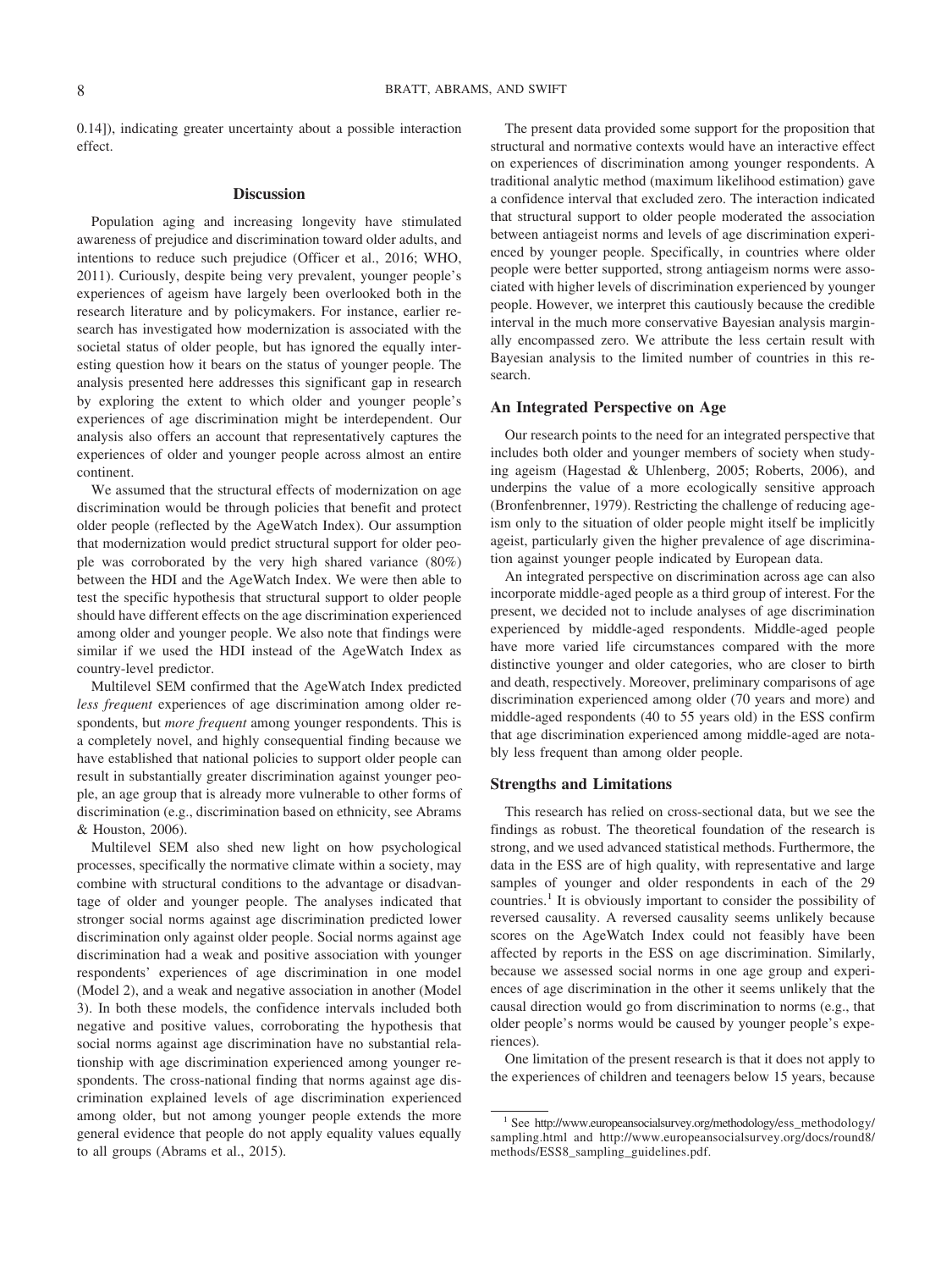0.14]), indicating greater uncertainty about a possible interaction effect.

## Discussion

Population aging and increasing longevity have stimulated awareness of prejudice and discrimination toward older adults, and intentions to reduce such prejudice (Officer et al., 2016; WHO, 2011). Curiously, despite being very prevalent, younger people's experiences of ageism have largely been overlooked both in the research literature and by policymakers. For instance, earlier research has investigated how modernization is associated with the societal status of older people, but has ignored the equally interesting question how it bears on the status of younger people. The analysis presented here addresses this significant gap in research by exploring the extent to which older and younger people's experiences of age discrimination might be interdependent. Our analysis also offers an account that representatively captures the experiences of older and younger people across almost an entire continent.

We assumed that the structural effects of modernization on age discrimination would be through policies that benefit and protect older people (reflected by the AgeWatch Index). Our assumption that modernization would predict structural support for older people was corroborated by the very high shared variance (80%) between the HDI and the AgeWatch Index. We were then able to test the specific hypothesis that structural support to older people should have different effects on the age discrimination experienced among older and younger people. We also note that findings were similar if we used the HDI instead of the AgeWatch Index as country-level predictor.

Multilevel SEM confirmed that the AgeWatch Index predicted *less frequent* experiences of age discrimination among older respondents, but *more frequent* among younger respondents. This is a completely novel, and highly consequential finding because we have established that national policies to support older people can result in substantially greater discrimination against younger people, an age group that is already more vulnerable to other forms of discrimination (e.g., discrimination based on ethnicity, see Abrams & Houston, 2006).

Multilevel SEM also shed new light on how psychological processes, specifically the normative climate within a society, may combine with structural conditions to the advantage or disadvantage of older and younger people. The analyses indicated that stronger social norms against age discrimination predicted lower discrimination only against older people. Social norms against age discrimination had a weak and positive association with younger respondents' experiences of age discrimination in one model (Model 2), and a weak and negative association in another (Model 3). In both these models, the confidence intervals included both negative and positive values, corroborating the hypothesis that social norms against age discrimination have no substantial relationship with age discrimination experienced among younger respondents. The cross-national finding that norms against age discrimination explained levels of age discrimination experienced among older, but not among younger people extends the more general evidence that people do not apply equality values equally to all groups (Abrams et al., 2015).

The present data provided some support for the proposition that structural and normative contexts would have an interactive effect on experiences of discrimination among younger respondents. A traditional analytic method (maximum likelihood estimation) gave a confidence interval that excluded zero. The interaction indicated that structural support to older people moderated the association between antiageist norms and levels of age discrimination experienced by younger people. Specifically, in countries where older people were better supported, strong antiageism norms were associated with higher levels of discrimination experienced by younger people. However, we interpret this cautiously because the credible interval in the much more conservative Bayesian analysis marginally encompassed zero. We attribute the less certain result with Bayesian analysis to the limited number of countries in this research.

### An Integrated Perspective on Age

Our research points to the need for an integrated perspective that includes both older and younger members of society when studying ageism (Hagestad & Uhlenberg, 2005; Roberts, 2006), and underpins the value of a more ecologically sensitive approach (Bronfenbrenner, 1979). Restricting the challenge of reducing ageism only to the situation of older people might itself be implicitly ageist, particularly given the higher prevalence of age discrimination against younger people indicated by European data.

An integrated perspective on discrimination across age can also incorporate middle-aged people as a third group of interest. For the present, we decided not to include analyses of age discrimination experienced by middle-aged respondents. Middle-aged people have more varied life circumstances compared with the more distinctive younger and older categories, who are closer to birth and death, respectively. Moreover, preliminary comparisons of age discrimination experienced among older (70 years and more) and middle-aged respondents (40 to 55 years old) in the ESS confirm that age discrimination experienced among middle-aged are notably less frequent than among older people.

### Strengths and Limitations

This research has relied on cross-sectional data, but we see the findings as robust. The theoretical foundation of the research is strong, and we used advanced statistical methods. Furthermore, the data in the ESS are of high quality, with representative and large samples of younger and older respondents in each of the 29 countries.[1] It is obviously important to consider the possibility of reversed causality. A reversed causality seems unlikely because scores on the AgeWatch Index could not feasibly have been affected by reports in the ESS on age discrimination. Similarly, because we assessed social norms in one age group and experiences of age discrimination in the other it seems unlikely that the causal direction would go from discrimination to norms (e.g., that older people's norms would be caused by younger people's experiences).

One limitation of the present research is that it does not apply to the experiences of children and teenagers below 15 years, because

[1] See http://www.europeansocialsurvey.org/methodology/ess_methodology/sampling.html and http://www.europeansocialsurvey.org/docs/round8/methods/ESS8_sampling_guidelines.pdf.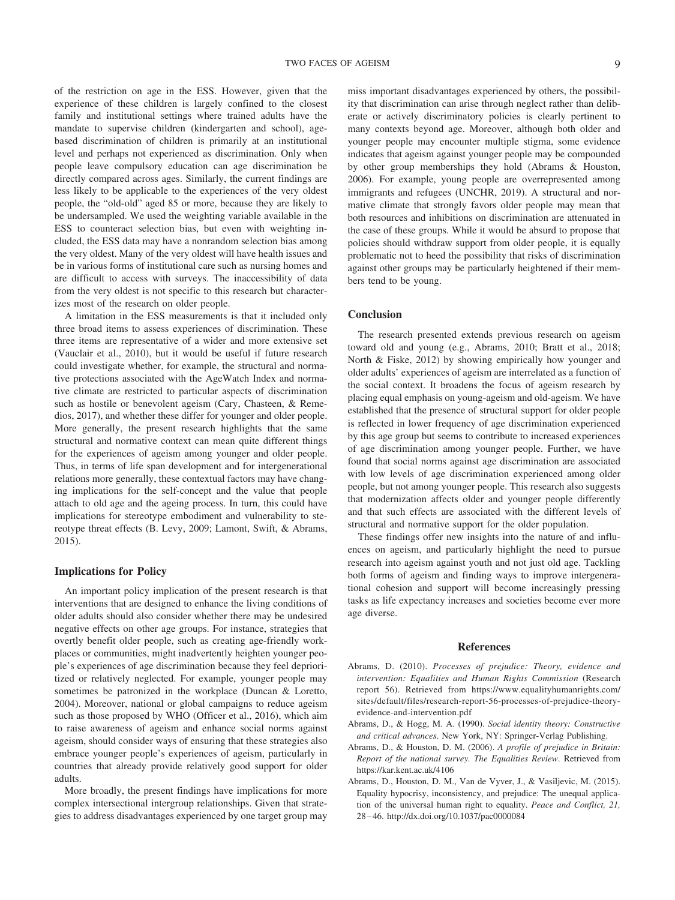of the restriction on age in the ESS. However, given that the experience of these children is largely confined to the closest family and institutional settings where trained adults have the mandate to supervise children (kindergarten and school), age-based discrimination of children is primarily at an institutional level and perhaps not experienced as discrimination. Only when people leave compulsory education can age discrimination be directly compared across ages. Similarly, the current findings are less likely to be applicable to the experiences of the very oldest people, the "old-old" aged 85 or more, because they are likely to be undersampled. We used the weighting variable available in the ESS to counteract selection bias, but even with weighting included, the ESS data may have a nonrandom selection bias among the very oldest. Many of the very oldest will have health issues and be in various forms of institutional care such as nursing homes and are difficult to access with surveys. The inaccessibility of data from the very oldest is not specific to this research but characterizes most of the research on older people.

A limitation in the ESS measurements is that it included only three broad items to assess experiences of discrimination. These three items are representative of a wider and more extensive set (Vauclair et al., 2010), but it would be useful if future research could investigate whether, for example, the structural and normative protections associated with the AgeWatch Index and normative climate are restricted to particular aspects of discrimination such as hostile or benevolent ageism (Cary, Chasteen, & Remedios, 2017), and whether these differ for younger and older people. More generally, the present research highlights that the same structural and normative context can mean quite different things for the experiences of ageism among younger and older people. Thus, in terms of life span development and for intergenerational relations more generally, these contextual factors may have changing implications for the self-concept and the value that people attach to old age and the ageing process. In turn, this could have implications for stereotype embodiment and vulnerability to stereotype threat effects (B. Levy, 2009; Lamont, Swift, & Abrams, 2015).

### Implications for Policy

An important policy implication of the present research is that interventions that are designed to enhance the living conditions of older adults should also consider whether there may be undesired negative effects on other age groups. For instance, strategies that overtly benefit older people, such as creating age-friendly workplaces or communities, might inadvertently heighten younger people's experiences of age discrimination because they feel deprioritized or relatively neglected. For example, younger people may sometimes be patronized in the workplace (Duncan & Loretto, 2004). Moreover, national or global campaigns to reduce ageism such as those proposed by WHO (Officer et al., 2016), which aim to raise awareness of ageism and enhance social norms against ageism, should consider ways of ensuring that these strategies also embrace younger people's experiences of ageism, particularly in countries that already provide relatively good support for older adults.

More broadly, the present findings have implications for more complex intersectional intergroup relationships. Given that strategies to address disadvantages experienced by one target group may miss important disadvantages experienced by others, the possibility that discrimination can arise through neglect rather than deliberate or actively discriminatory policies is clearly pertinent to many contexts beyond age. Moreover, although both older and younger people may encounter multiple stigma, some evidence indicates that ageism against younger people may be compounded by other group memberships they hold (Abrams & Houston, 2006). For example, young people are overrepresented among immigrants and refugees (UNCHR, 2019). A structural and normative climate that strongly favors older people may mean that both resources and inhibitions on discrimination are attenuated in the case of these groups. While it would be absurd to propose that policies should withdraw support from older people, it is equally problematic not to heed the possibility that risks of discrimination against other groups may be particularly heightened if their members tend to be young.

## Conclusion

The research presented extends previous research on ageism toward old and young (e.g., Abrams, 2010; Bratt et al., 2018; North & Fiske, 2012) by showing empirically how younger and older adults' experiences of ageism are interrelated as a function of the social context. It broadens the focus of ageism research by placing equal emphasis on young-ageism and old-ageism. We have established that the presence of structural support for older people is reflected in lower frequency of age discrimination experienced by this age group but seems to contribute to increased experiences of age discrimination among younger people. Further, we have found that social norms against age discrimination are associated with low levels of age discrimination experienced among older people, but not among younger people. This research also suggests that modernization affects older and younger people differently and that such effects are associated with the different levels of structural and normative support for the older population.

These findings offer new insights into the nature of and influences on ageism, and particularly highlight the need to pursue research into ageism against youth and not just old age. Tackling both forms of ageism and finding ways to improve intergenerational cohesion and support will become increasingly pressing tasks as life expectancy increases and societies become ever more age diverse.

## References

Abrams, D. (2010). *Processes of prejudice: Theory, evidence and intervention: Equalities and Human Rights Commission* (Research report 56). Retrieved from https://www.equalityhumanrights.com/sites/default/files/research-report-56-processes-of-prejudice-theory-evidence-and-intervention.pdf

Abrams, D., & Hogg, M. A. (1990). *Social identity theory: Constructive and critical advances*. New York, NY: Springer-Verlag Publishing.

Abrams, D., & Houston, D. M. (2006). *A profile of prejudice in Britain: Report of the national survey. The Equalities Review*. Retrieved from https://kar.kent.ac.uk/4106

Abrams, D., Houston, D. M., Van de Vyver, J., & Vasiljevic, M. (2015). Equality hypocrisy, inconsistency, and prejudice: The unequal application of the universal human right to equality. *Peace and Conflict, 21,* 28–46. http://dx.doi.org/10.1037/pac0000084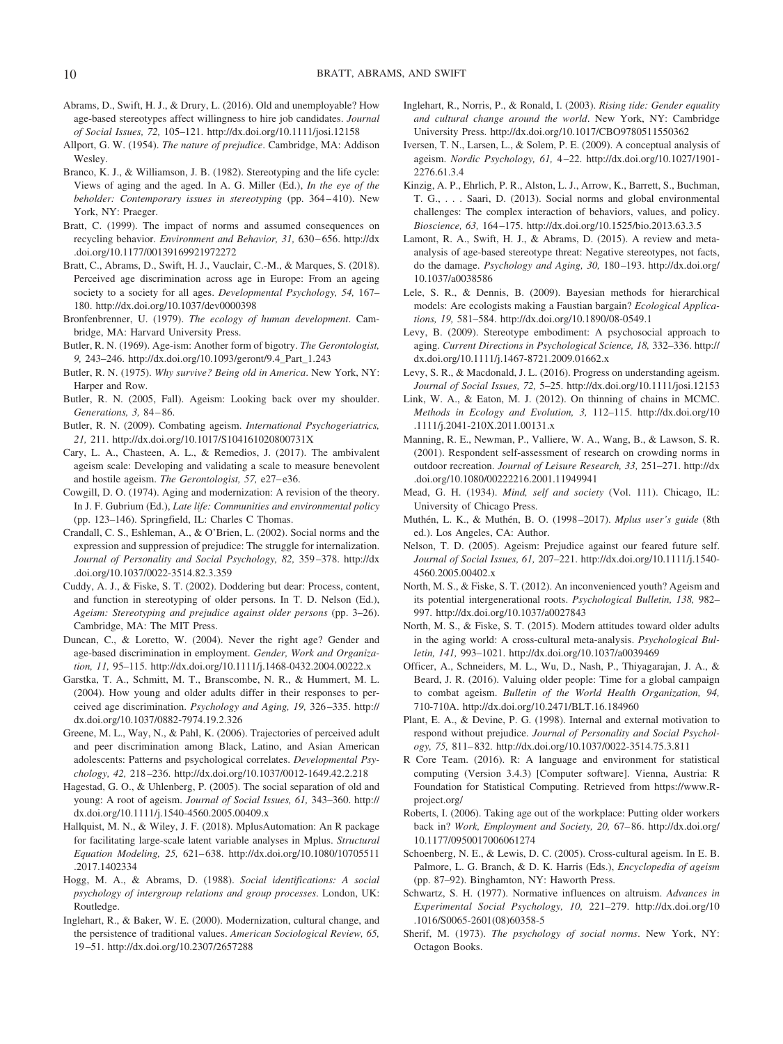Abrams, D., Swift, H. J., & Drury, L. (2016). Old and unemployable? How age-based stereotypes affect willingness to hire job candidates. *Journal of Social Issues, 72,* 105–121. http://dx.doi.org/10.1111/josi.12158

Allport, G. W. (1954). *The nature of prejudice*. Cambridge, MA: Addison Wesley.

Branco, K. J., & Williamson, J. B. (1982). Stereotyping and the life cycle: Views of aging and the aged. In A. G. Miller (Ed.), *In the eye of the beholder: Contemporary issues in stereotyping* (pp. 364–410). New York, NY: Praeger.

Bratt, C. (1999). The impact of norms and assumed consequences on recycling behavior. *Environment and Behavior, 31,* 630–656. http://dx.doi.org/10.1177/00139169921972272

Bratt, C., Abrams, D., Swift, H. J., Vauclair, C.-M., & Marques, S. (2018). Perceived age discrimination across age in Europe: From an ageing society to a society for all ages. *Developmental Psychology, 54,* 167–180. http://dx.doi.org/10.1037/dev0000398

Bronfenbrenner, U. (1979). *The ecology of human development*. Cambridge, MA: Harvard University Press.

Butler, R. N. (1969). Age-ism: Another form of bigotry. *The Gerontologist, 9,* 243–246. http://dx.doi.org/10.1093/geront/9.4_Part_1.243

Butler, R. N. (1975). *Why survive? Being old in America*. New York, NY: Harper and Row.

Butler, R. N. (2005, Fall). Ageism: Looking back over my shoulder. *Generations, 3,* 84–86.

Butler, R. N. (2009). Combating ageism. *International Psychogeriatrics, 21,* 211. http://dx.doi.org/10.1017/S104161020800731X

Cary, L. A., Chasteen, A. L., & Remedios, J. (2017). The ambivalent ageism scale: Developing and validating a scale to measure benevolent and hostile ageism. *The Gerontologist, 57,* e27–e36.

Cowgill, D. O. (1974). Aging and modernization: A revision of the theory. In J. F. Gubrium (Ed.), *Late life: Communities and environmental policy* (pp. 123–146). Springfield, IL: Charles C Thomas.

Crandall, C. S., Eshleman, A., & O'Brien, L. (2002). Social norms and the expression and suppression of prejudice: The struggle for internalization. *Journal of Personality and Social Psychology, 82,* 359–378. http://dx.doi.org/10.1037/0022-3514.82.3.359

Cuddy, A. J., & Fiske, S. T. (2002). Doddering but dear: Process, content, and function in stereotyping of older persons. In T. D. Nelson (Ed.), *Ageism: Stereotyping and prejudice against older persons* (pp. 3–26). Cambridge, MA: The MIT Press.

Duncan, C., & Loretto, W. (2004). Never the right age? Gender and age-based discrimination in employment. *Gender, Work and Organization, 11,* 95–115. http://dx.doi.org/10.1111/j.1468-0432.2004.00222.x

Garstka, T. A., Schmitt, M. T., Branscombe, N. R., & Hummert, M. L. (2004). How young and older adults differ in their responses to perceived age discrimination. *Psychology and Aging, 19,* 326–335. http://dx.doi.org/10.1037/0882-7974.19.2.326

Greene, M. L., Way, N., & Pahl, K. (2006). Trajectories of perceived adult and peer discrimination among Black, Latino, and Asian American adolescents: Patterns and psychological correlates. *Developmental Psychology, 42,* 218–236. http://dx.doi.org/10.1037/0012-1649.42.2.218

Hagestad, G. O., & Uhlenberg, P. (2005). The social separation of old and young: A root of ageism. *Journal of Social Issues, 61,* 343–360. http://dx.doi.org/10.1111/j.1540-4560.2005.00409.x

Hallquist, M. N., & Wiley, J. F. (2018). MplusAutomation: An R package for facilitating large-scale latent variable analyses in Mplus. *Structural Equation Modeling, 25,* 621–638. http://dx.doi.org/10.1080/10705511.2017.1402334

Hogg, M. A., & Abrams, D. (1988). *Social identifications: A social psychology of intergroup relations and group processes*. London, UK: Routledge.

Inglehart, R., & Baker, W. E. (2000). Modernization, cultural change, and the persistence of traditional values. *American Sociological Review, 65,* 19–51. http://dx.doi.org/10.2307/2657288

Inglehart, R., Norris, P., & Ronald, I. (2003). *Rising tide: Gender equality and cultural change around the world*. New York, NY: Cambridge University Press. http://dx.doi.org/10.1017/CBO9780511550362

Iversen, T. N., Larsen, L., & Solem, P. E. (2009). A conceptual analysis of ageism. *Nordic Psychology, 61,* 4–22. http://dx.doi.org/10.1027/1901-2276.61.3.4

Kinzig, A. P., Ehrlich, P. R., Alston, L. J., Arrow, K., Barrett, S., Buchman, T. G., . . . Saari, D. (2013). Social norms and global environmental challenges: The complex interaction of behaviors, values, and policy. *Bioscience, 63,* 164–175. http://dx.doi.org/10.1525/bio.2013.63.3.5

Lamont, R. A., Swift, H. J., & Abrams, D. (2015). A review and meta-analysis of age-based stereotype threat: Negative stereotypes, not facts, do the damage. *Psychology and Aging, 30,* 180–193. http://dx.doi.org/10.1037/a0038586

Lele, S. R., & Dennis, B. (2009). Bayesian methods for hierarchical models: Are ecologists making a Faustian bargain? *Ecological Applications, 19,* 581–584. http://dx.doi.org/10.1890/08-0549.1

Levy, B. (2009). Stereotype embodiment: A psychosocial approach to aging. *Current Directions in Psychological Science, 18,* 332–336. http://dx.doi.org/10.1111/j.1467-8721.2009.01662.x

Levy, S. R., & Macdonald, J. L. (2016). Progress on understanding ageism. *Journal of Social Issues, 72,* 5–25. http://dx.doi.org/10.1111/josi.12153

Link, W. A., & Eaton, M. J. (2012). On thinning of chains in MCMC. *Methods in Ecology and Evolution, 3,* 112–115. http://dx.doi.org/10.1111/j.2041-210X.2011.00131.x

Manning, R. E., Newman, P., Valliere, W. A., Wang, B., & Lawson, S. R. (2001). Respondent self-assessment of research on crowding norms in outdoor recreation. *Journal of Leisure Research, 33,* 251–271. http://dx.doi.org/10.1080/00222216.2001.11949941

Mead, G. H. (1934). *Mind, self and society* (Vol. 111). Chicago, IL: University of Chicago Press.

Muthén, L. K., & Muthén, B. O. (1998–2017). *Mplus user's guide* (8th ed.). Los Angeles, CA: Author.

Nelson, T. D. (2005). Ageism: Prejudice against our feared future self. *Journal of Social Issues, 61,* 207–221. http://dx.doi.org/10.1111/j.1540-4560.2005.00402.x

North, M. S., & Fiske, S. T. (2012). An inconvenienced youth? Ageism and its potential intergenerational roots. *Psychological Bulletin, 138,* 982–997. http://dx.doi.org/10.1037/a0027843

North, M. S., & Fiske, S. T. (2015). Modern attitudes toward older adults in the aging world: A cross-cultural meta-analysis. *Psychological Bulletin, 141,* 993–1021. http://dx.doi.org/10.1037/a0039469

Officer, A., Schneiders, M. L., Wu, D., Nash, P., Thiyagarajan, J. A., & Beard, J. R. (2016). Valuing older people: Time for a global campaign to combat ageism. *Bulletin of the World Health Organization, 94,* 710-710A. http://dx.doi.org/10.2471/BLT.16.184960

Plant, E. A., & Devine, P. G. (1998). Internal and external motivation to respond without prejudice. *Journal of Personality and Social Psychology, 75,* 811–832. http://dx.doi.org/10.1037/0022-3514.75.3.811

R Core Team. (2016). R: A language and environment for statistical computing (Version 3.4.3) [Computer software]. Vienna, Austria: R Foundation for Statistical Computing. Retrieved from https://www.R-project.org/

Roberts, I. (2006). Taking age out of the workplace: Putting older workers back in? *Work, Employment and Society, 20,* 67–86. http://dx.doi.org/10.1177/0950017006061274

Schoenberg, N. E., & Lewis, D. C. (2005). Cross-cultural ageism. In E. B. Palmore, L. G. Branch, & D. K. Harris (Eds.), *Encyclopedia of ageism* (pp. 87–92). Binghamton, NY: Haworth Press.

Schwartz, S. H. (1977). Normative influences on altruism. *Advances in Experimental Social Psychology, 10,* 221–279. http://dx.doi.org/10.1016/S0065-2601(08)60358-5

Sherif, M. (1973). *The psychology of social norms*. New York, NY: Octagon Books.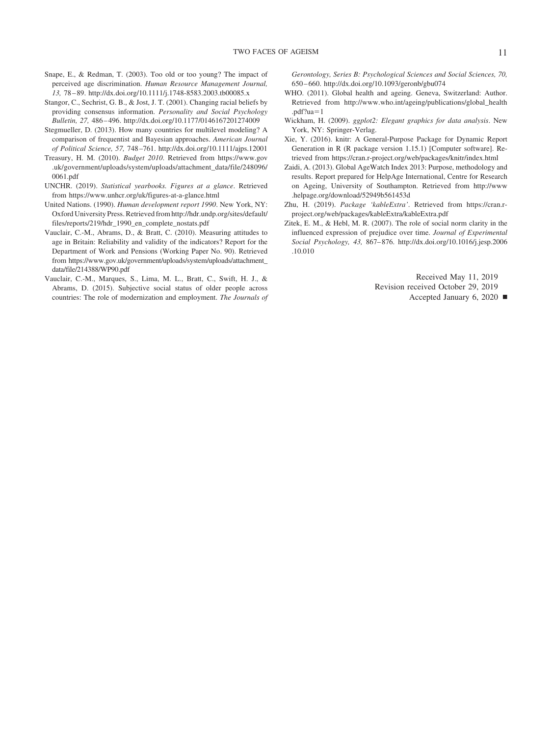Snape, E., & Redman, T. (2003). Too old or too young? The impact of perceived age discrimination. *Human Resource Management Journal, 13,* 78–89. http://dx.doi.org/10.1111/j.1748-8583.2003.tb00085.x

Stangor, C., Sechrist, G. B., & Jost, J. T. (2001). Changing racial beliefs by providing consensus information. *Personality and Social Psychology Bulletin, 27,* 486–496. http://dx.doi.org/10.1177/0146167201274009

Stegmueller, D. (2013). How many countries for multilevel modeling? A comparison of frequentist and Bayesian approaches. *American Journal of Political Science, 57,* 748–761. http://dx.doi.org/10.1111/ajps.12001

Treasury, H. M. (2010). *Budget 2010*. Retrieved from https://www.gov.uk/government/uploads/system/uploads/attachment_data/file/248096/0061.pdf

UNCHR. (2019). *Statistical yearbooks. Figures at a glance*. Retrieved from https://www.unhcr.org/uk/figures-at-a-glance.html

United Nations. (1990). *Human development report 1990*. New York, NY: Oxford University Press. Retrieved from http://hdr.undp.org/sites/default/files/reports/219/hdr_1990_en_complete_nostats.pdf

Vauclair, C.-M., Abrams, D., & Bratt, C. (2010). Measuring attitudes to age in Britain: Reliability and validity of the indicators? Report for the Department of Work and Pensions (Working Paper No. 90). Retrieved from https://www.gov.uk/government/uploads/system/uploads/attachment_data/file/214388/WP90.pdf

Vauclair, C.-M., Marques, S., Lima, M. L., Bratt, C., Swift, H. J., & Abrams, D. (2015). Subjective social status of older people across countries: The role of modernization and employment. *The Journals of Gerontology, Series B: Psychological Sciences and Social Sciences, 70,* 650–660. http://dx.doi.org/10.1093/geronb/gbu074

WHO. (2011). Global health and ageing. Geneva, Switzerland: Author. Retrieved from http://www.who.int/ageing/publications/global_health.pdf?ua=1

Wickham, H. (2009). *ggplot2: Elegant graphics for data analysis*. New York, NY: Springer-Verlag.

Xie, Y. (2016). knitr: A General-Purpose Package for Dynamic Report Generation in R (R package version 1.15.1) [Computer software]. Retrieved from https://cran.r-project.org/web/packages/knitr/index.html

Zaidi, A. (2013). Global AgeWatch Index 2013: Purpose, methodology and results. Report prepared for HelpAge International, Centre for Research on Ageing, University of Southampton. Retrieved from http://www.helpage.org/download/52949b561453d

Zhu, H. (2019). *Package 'kableExtra'*. Retrieved from https://cran.r-project.org/web/packages/kableExtra/kableExtra.pdf

Zitek, E. M., & Hebl, M. R. (2007). The role of social norm clarity in the influenced expression of prejudice over time. *Journal of Experimental Social Psychology, 43,* 867–876. http://dx.doi.org/10.1016/j.jesp.2006.10.010

Received May 11, 2019
Revision received October 29, 2019
Accepted January 6, 2020 ■